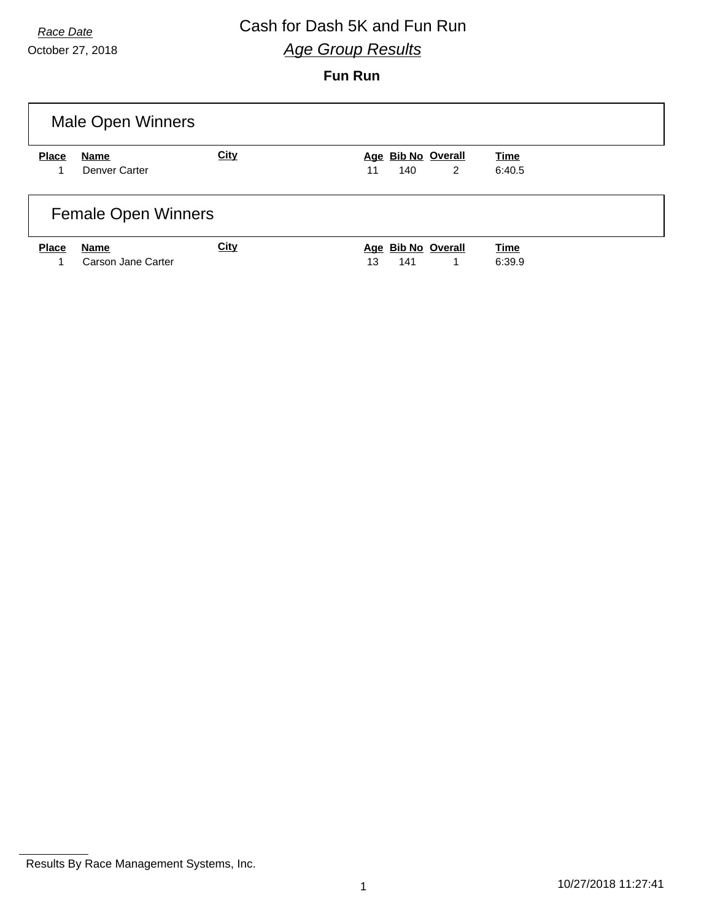Race Date

October 27, 2018

# Cash for Dash 5K and Fun Run

## *Age Group Results*

### Fun Run

#### Male Open Winners

| Place | Name | City | Age | Bib No | Overall | Time |
|---|---|---|---|---|---|---|
| 1 | Denver Carter | | 11 | 140 | 2 | 6:40.5 |

#### Female Open Winners

| Place | Name | City | Age | Bib No | Overall | Time |
|---|---|---|---|---|---|---|
| 1 | Carson Jane Carter | | 13 | 141 | 1 | 6:39.9 |

Results By Race Management Systems, Inc.

10/27/2018 11:27:41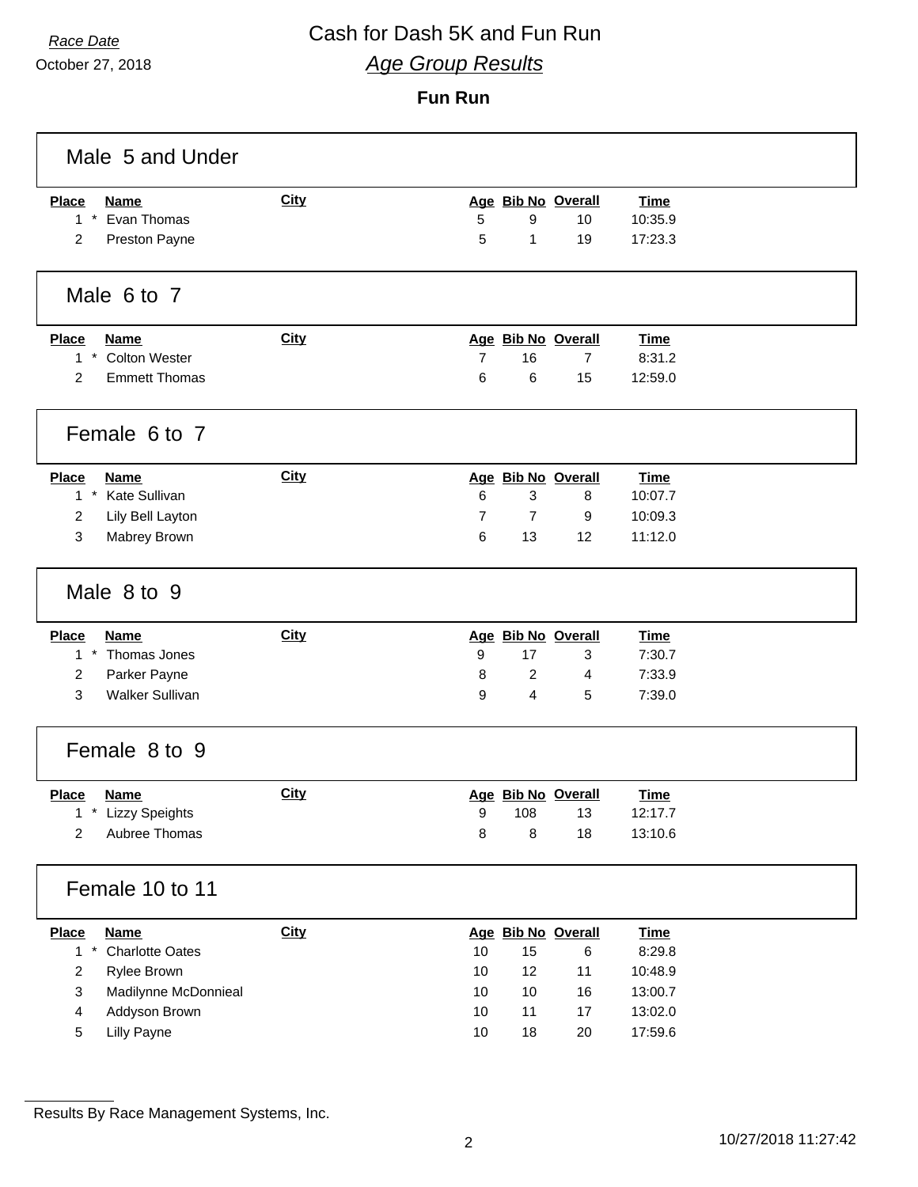*Race Date*

October 27, 2018

# Cash for Dash 5K and Fun Run

## *Age Group Results*

### Fun Run

## Male 5 and Under

| Place | Name | City | Age | Bib No | Overall | Time |
|---|---|---|---|---|---|---|
| 1 * | Evan Thomas | | 5 | 9 | 10 | 10:35.9 |
| 2 | Preston Payne | | 5 | 1 | 19 | 17:23.3 |

## Male 6 to 7

| Place | Name | City | Age | Bib No | Overall | Time |
|---|---|---|---|---|---|---|
| 1 * | Colton Wester | | 7 | 16 | 7 | 8:31.2 |
| 2 | Emmett Thomas | | 6 | 6 | 15 | 12:59.0 |

## Female 6 to 7

| Place | Name | City | Age | Bib No | Overall | Time |
|---|---|---|---|---|---|---|
| 1 * | Kate Sullivan | | 6 | 3 | 8 | 10:07.7 |
| 2 | Lily Bell Layton | | 7 | 7 | 9 | 10:09.3 |
| 3 | Mabrey Brown | | 6 | 13 | 12 | 11:12.0 |

## Male 8 to 9

| Place | Name | City | Age | Bib No | Overall | Time |
|---|---|---|---|---|---|---|
| 1 * | Thomas Jones | | 9 | 17 | 3 | 7:30.7 |
| 2 | Parker Payne | | 8 | 2 | 4 | 7:33.9 |
| 3 | Walker Sullivan | | 9 | 4 | 5 | 7:39.0 |

## Female 8 to 9

| Place | Name | City | Age | Bib No | Overall | Time |
|---|---|---|---|---|---|---|
| 1 * | Lizzy Speights | | 9 | 108 | 13 | 12:17.7 |
| 2 | Aubree Thomas | | 8 | 8 | 18 | 13:10.6 |

## Female 10 to 11

| Place | Name | City | Age | Bib No | Overall | Time |
|---|---|---|---|---|---|---|
| 1 * | Charlotte Oates | | 10 | 15 | 6 | 8:29.8 |
| 2 | Rylee Brown | | 10 | 12 | 11 | 10:48.9 |
| 3 | Madilynne McDonnieal | | 10 | 10 | 16 | 13:00.7 |
| 4 | Addyson Brown | | 10 | 11 | 17 | 13:02.0 |
| 5 | Lilly Payne | | 10 | 18 | 20 | 17:59.6 |

Results By Race Management Systems, Inc.

10/27/2018 11:27:42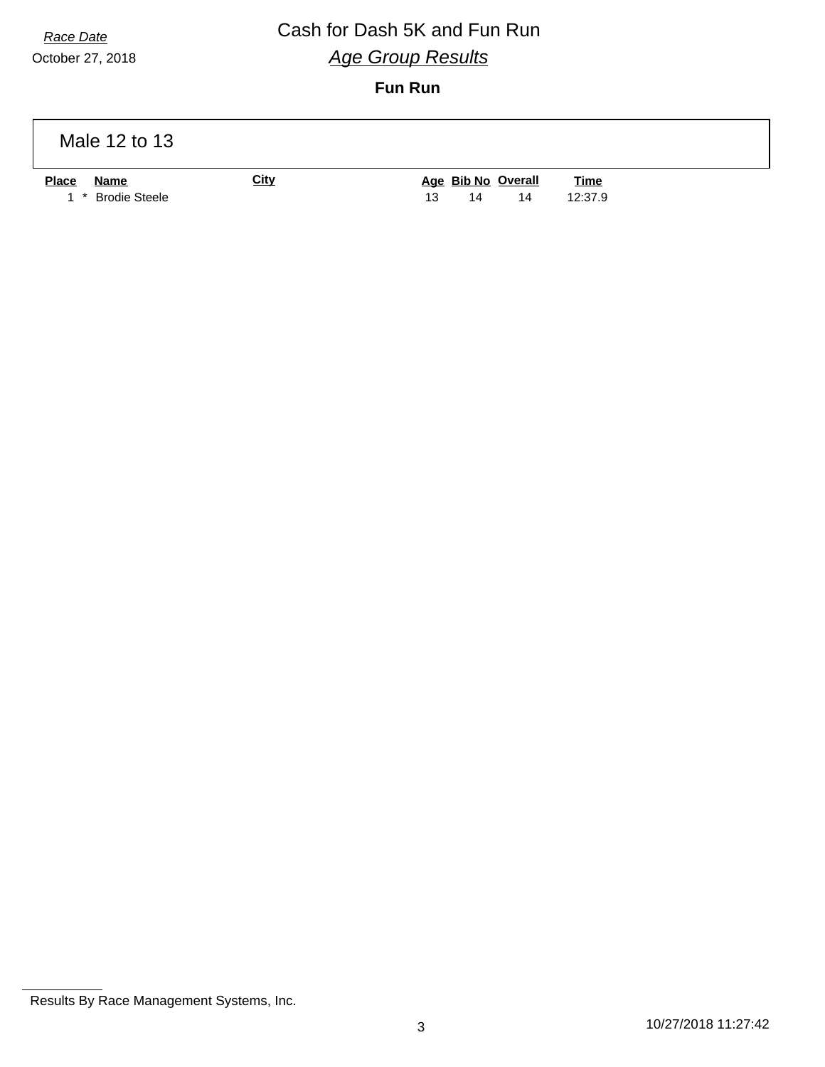*Race Date*

October 27, 2018

# Cash for Dash 5K and Fun Run

## *Age Group Results*

### **Fun Run**

### Male 12 to 13

| Place | Name | City | Age | Bib No | Overall | Time |
|---|---|---|---|---|---|---|
| 1 * | Brodie Steele | | 13 | 14 | 14 | 12:37.9 |

Results By Race Management Systems, Inc.

10/27/2018 11:27:42